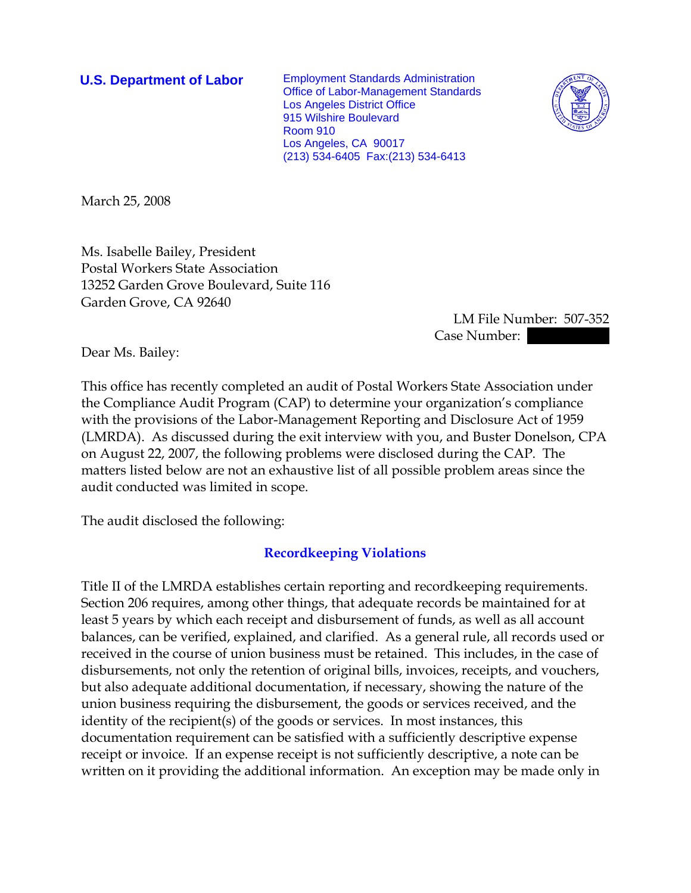**U.S. Department of Labor**

Employment Standards Administration
Office of Labor-Management Standards
Los Angeles District Office
915 Wilshire Boulevard
Room 910
Los Angeles, CA 90017
(213) 534-6405 Fax:(213) 534-6413

March 25, 2008

Ms. Isabelle Bailey, President
Postal Workers State Association
13252 Garden Grove Boulevard, Suite 116
Garden Grove, CA 92640

LM File Number: 507-352
Case Number:

Dear Ms. Bailey:

This office has recently completed an audit of Postal Workers State Association under the Compliance Audit Program (CAP) to determine your organization's compliance with the provisions of the Labor-Management Reporting and Disclosure Act of 1959 (LMRDA). As discussed during the exit interview with you, and Buster Donelson, CPA on August 22, 2007, the following problems were disclosed during the CAP. The matters listed below are not an exhaustive list of all possible problem areas since the audit conducted was limited in scope.

The audit disclosed the following:

## Recordkeeping Violations

Title II of the LMRDA establishes certain reporting and recordkeeping requirements. Section 206 requires, among other things, that adequate records be maintained for at least 5 years by which each receipt and disbursement of funds, as well as all account balances, can be verified, explained, and clarified. As a general rule, all records used or received in the course of union business must be retained. This includes, in the case of disbursements, not only the retention of original bills, invoices, receipts, and vouchers, but also adequate additional documentation, if necessary, showing the nature of the union business requiring the disbursement, the goods or services received, and the identity of the recipient(s) of the goods or services. In most instances, this documentation requirement can be satisfied with a sufficiently descriptive expense receipt or invoice. If an expense receipt is not sufficiently descriptive, a note can be written on it providing the additional information. An exception may be made only in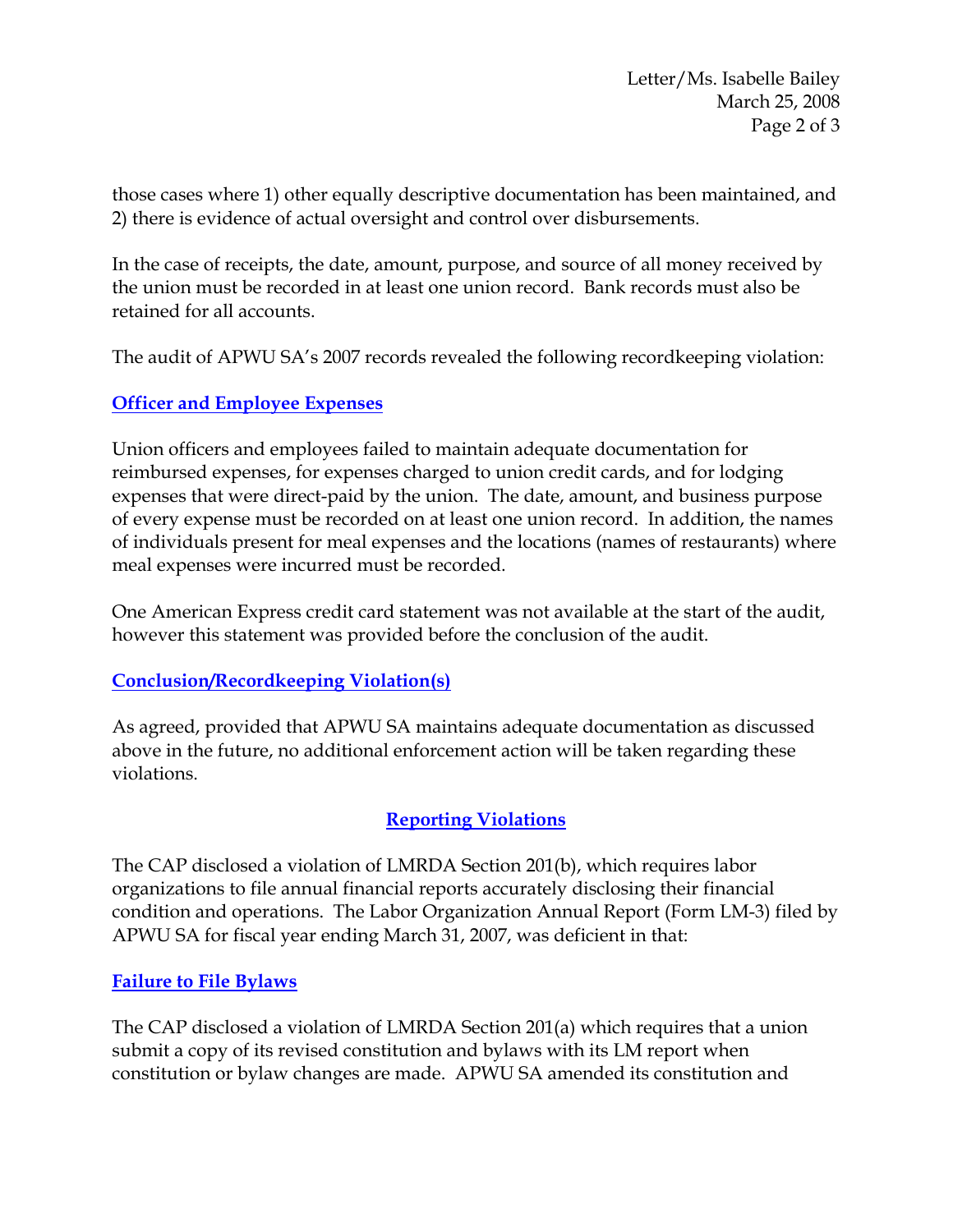those cases where 1) other equally descriptive documentation has been maintained, and 2) there is evidence of actual oversight and control over disbursements.

In the case of receipts, the date, amount, purpose, and source of all money received by the union must be recorded in at least one union record. Bank records must also be retained for all accounts.

The audit of APWU SA's 2007 records revealed the following recordkeeping violation:

**Officer and Employee Expenses**

Union officers and employees failed to maintain adequate documentation for reimbursed expenses, for expenses charged to union credit cards, and for lodging expenses that were direct-paid by the union. The date, amount, and business purpose of every expense must be recorded on at least one union record. In addition, the names of individuals present for meal expenses and the locations (names of restaurants) where meal expenses were incurred must be recorded.

One American Express credit card statement was not available at the start of the audit, however this statement was provided before the conclusion of the audit.

**Conclusion/Recordkeeping Violation(s)**

As agreed, provided that APWU SA maintains adequate documentation as discussed above in the future, no additional enforcement action will be taken regarding these violations.

## Reporting Violations

The CAP disclosed a violation of LMRDA Section 201(b), which requires labor organizations to file annual financial reports accurately disclosing their financial condition and operations. The Labor Organization Annual Report (Form LM-3) filed by APWU SA for fiscal year ending March 31, 2007, was deficient in that:

**Failure to File Bylaws**

The CAP disclosed a violation of LMRDA Section 201(a) which requires that a union submit a copy of its revised constitution and bylaws with its LM report when constitution or bylaw changes are made. APWU SA amended its constitution and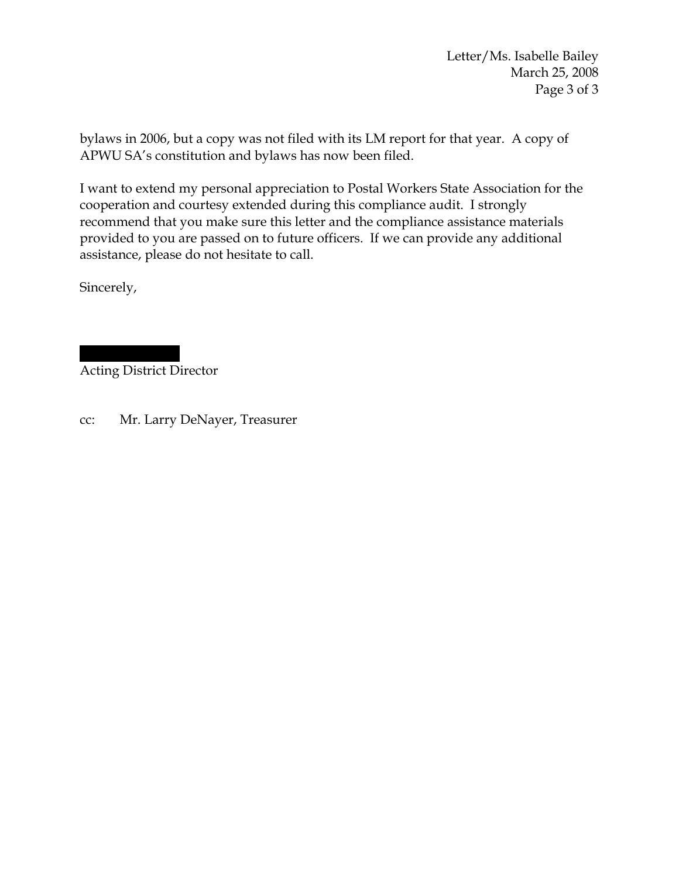bylaws in 2006, but a copy was not filed with its LM report for that year. A copy of APWU SA's constitution and bylaws has now been filed.

I want to extend my personal appreciation to Postal Workers State Association for the cooperation and courtesy extended during this compliance audit. I strongly recommend that you make sure this letter and the compliance assistance materials provided to you are passed on to future officers. If we can provide any additional assistance, please do not hesitate to call.

Sincerely,

Acting District Director

cc: Mr. Larry DeNayer, Treasurer